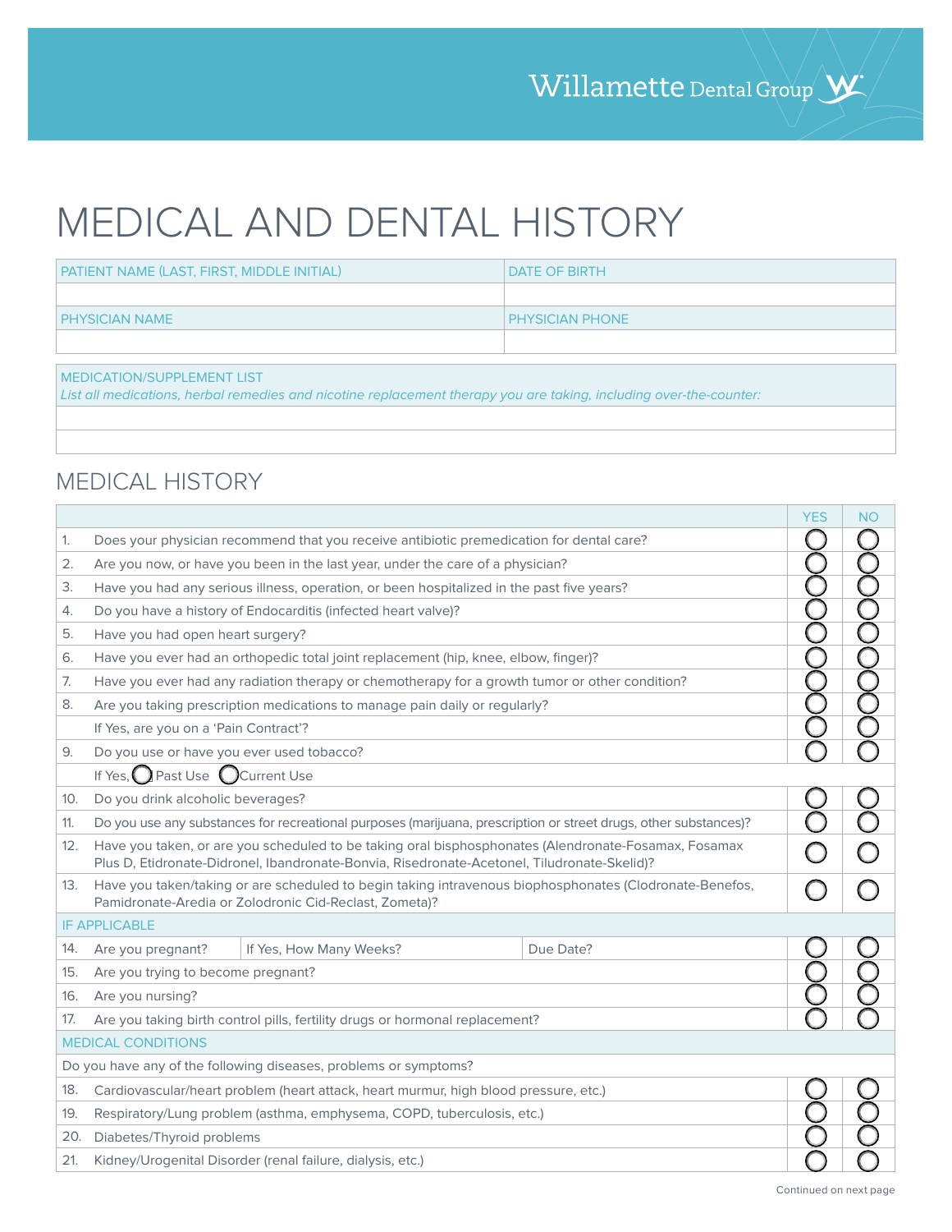Willamette Dental Group

# MEDICAL AND DENTAL HISTORY

| PATIENT NAME (LAST, FIRST, MIDDLE INITIAL) | DATE OF BIRTH |
|---|---|
| | |
| PHYSICIAN NAME | PHYSICIAN PHONE |
| | |

| MEDICATION/SUPPLEMENT LIST |
|---|
| *List all medications, herbal remedies and nicotine replacement therapy you are taking, including over-the-counter:* |
| |
| |

## MEDICAL HISTORY

| | | YES | NO |
|---|---|---|---|
| 1. | Does your physician recommend that you receive antibiotic premedication for dental care? | ◯ | ◯ |
| 2. | Are you now, or have you been in the last year, under the care of a physician? | ◯ | ◯ |
| 3. | Have you had any serious illness, operation, or been hospitalized in the past five years? | ◯ | ◯ |
| 4. | Do you have a history of Endocarditis (infected heart valve)? | ◯ | ◯ |
| 5. | Have you had open heart surgery? | ◯ | ◯ |
| 6. | Have you ever had an orthopedic total joint replacement (hip, knee, elbow, finger)? | ◯ | ◯ |
| 7. | Have you ever had any radiation therapy or chemotherapy for a growth tumor or other condition? | ◯ | ◯ |
| 8. | Are you taking prescription medications to manage pain daily or regularly? | ◯ | ◯ |
| | If Yes, are you on a 'Pain Contract'? | ◯ | ◯ |
| 9. | Do you use or have you ever used tobacco? | ◯ | ◯ |
| | If Yes, ◯ Past Use ◯ Current Use | | |
| 10. | Do you drink alcoholic beverages? | ◯ | ◯ |
| 11. | Do you use any substances for recreational purposes (marijuana, prescription or street drugs, other substances)? | ◯ | ◯ |
| 12. | Have you taken, or are you scheduled to be taking oral bisphosphonates (Alendronate-Fosamax, Fosamax Plus D, Etidronate-Didronel, Ibandronate-Bonvia, Risedronate-Acetonel, Tiludronate-Skelid)? | ◯ | ◯ |
| 13. | Have you taken/taking or are scheduled to begin taking intravenous biophosphonates (Clodronate-Benefos, Pamidronate-Aredia or Zolodronic Cid-Reclast, Zometa)? | ◯ | ◯ |
| **IF APPLICABLE** | | | |
| 14. | Are you pregnant? If Yes, How Many Weeks? Due Date? | ◯ | ◯ |
| 15. | Are you trying to become pregnant? | ◯ | ◯ |
| 16. | Are you nursing? | ◯ | ◯ |
| 17. | Are you taking birth control pills, fertility drugs or hormonal replacement? | ◯ | ◯ |
| **MEDICAL CONDITIONS** | | | |
| | Do you have any of the following diseases, problems or symptoms? | | |
| 18. | Cardiovascular/heart problem (heart attack, heart murmur, high blood pressure, etc.) | ◯ | ◯ |
| 19. | Respiratory/Lung problem (asthma, emphysema, COPD, tuberculosis, etc.) | ◯ | ◯ |
| 20. | Diabetes/Thyroid problems | ◯ | ◯ |
| 21. | Kidney/Urogenital Disorder (renal failure, dialysis, etc.) | ◯ | ◯ |

Continued on next page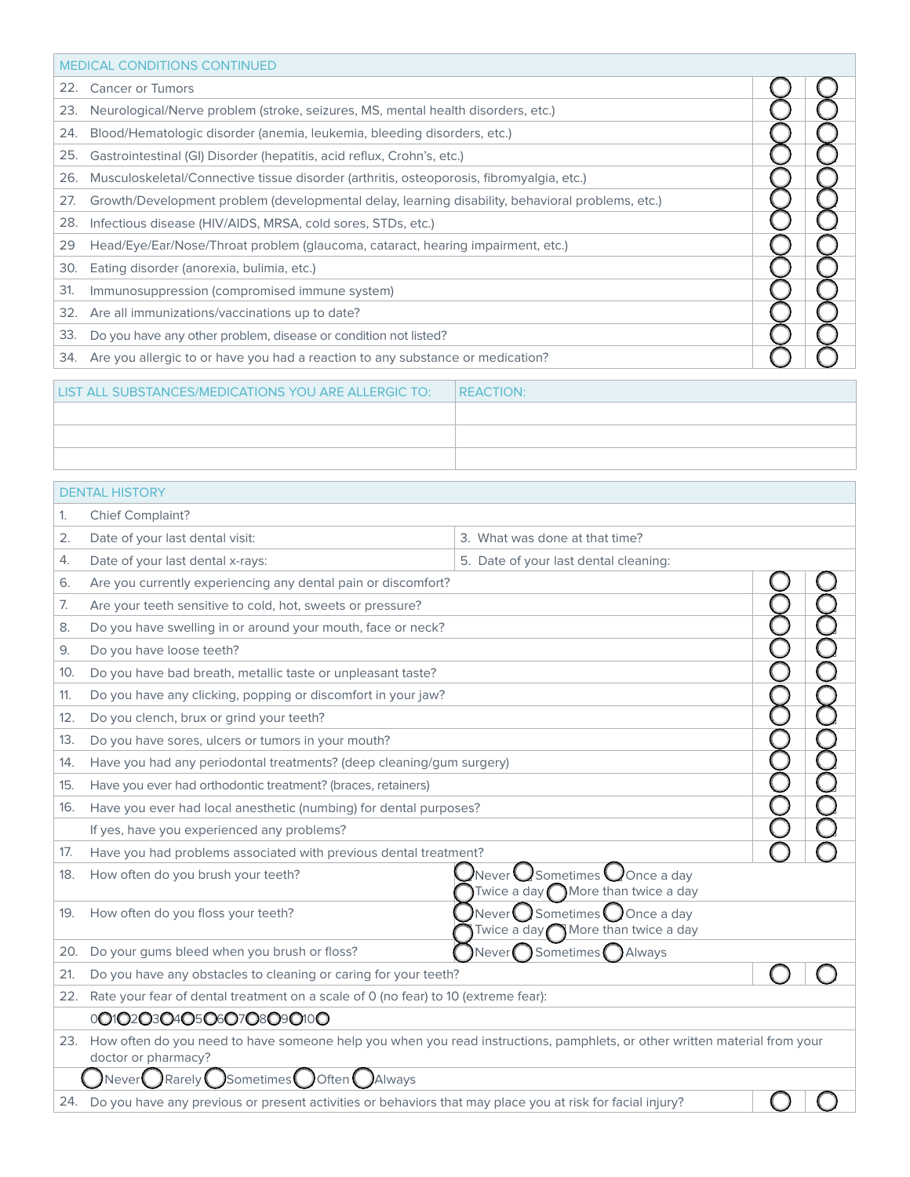| MEDICAL CONDITIONS CONTINUED | | |
|---|---|---|
| 22. Cancer or Tumors | ◯ | ◯ |
| 23. Neurological/Nerve problem (stroke, seizures, MS, mental health disorders, etc.) | ◯ | ◯ |
| 24. Blood/Hematologic disorder (anemia, leukemia, bleeding disorders, etc.) | ◯ | ◯ |
| 25. Gastrointestinal (GI) Disorder (hepatitis, acid reflux, Crohn's, etc.) | ◯ | ◯ |
| 26. Musculoskeletal/Connective tissue disorder (arthritis, osteoporosis, fibromyalgia, etc.) | ◯ | ◯ |
| 27. Growth/Development problem (developmental delay, learning disability, behavioral problems, etc.) | ◯ | ◯ |
| 28. Infectious disease (HIV/AIDS, MRSA, cold sores, STDs, etc.) | ◯ | ◯ |
| 29 Head/Eye/Ear/Nose/Throat problem (glaucoma, cataract, hearing impairment, etc.) | ◯ | ◯ |
| 30. Eating disorder (anorexia, bulimia, etc.) | ◯ | ◯ |
| 31. Immunosuppression (compromised immune system) | ◯ | ◯ |
| 32. Are all immunizations/vaccinations up to date? | ◯ | ◯ |
| 33. Do you have any other problem, disease or condition not listed? | ◯ | ◯ |
| 34. Are you allergic to or have you had a reaction to any substance or medication? | ◯ | ◯ |

| LIST ALL SUBSTANCES/MEDICATIONS YOU ARE ALLERGIC TO: | REACTION: |
|---|---|
| | |
| | |
| | |

| DENTAL HISTORY | | | |
|---|---|---|---|
| 1. Chief Complaint? | | | |
| 2. Date of your last dental visit: | 3. What was done at that time? | | |
| 4. Date of your last dental x-rays: | 5. Date of your last dental cleaning: | | |
| 6. Are you currently experiencing any dental pain or discomfort? | | ◯ | ◯ |
| 7. Are your teeth sensitive to cold, hot, sweets or pressure? | | ◯ | ◯ |
| 8. Do you have swelling in or around your mouth, face or neck? | | ◯ | ◯ |
| 9. Do you have loose teeth? | | ◯ | ◯ |
| 10. Do you have bad breath, metallic taste or unpleasant taste? | | ◯ | ◯ |
| 11. Do you have any clicking, popping or discomfort in your jaw? | | ◯ | ◯ |
| 12. Do you clench, brux or grind your teeth? | | ◯ | ◯ |
| 13. Do you have sores, ulcers or tumors in your mouth? | | ◯ | ◯ |
| 14. Have you had any periodontal treatments? (deep cleaning/gum surgery) | | ◯ | ◯ |
| 15. Have you ever had orthodontic treatment? (braces, retainers) | | ◯ | ◯ |
| 16. Have you ever had local anesthetic (numbing) for dental purposes? | | ◯ | ◯ |
| If yes, have you experienced any problems? | | ◯ | ◯ |
| 17. Have you had problems associated with previous dental treatment? | | ◯ | ◯ |
| 18. How often do you brush your teeth? | ◯Never ◯Sometimes ◯Once a day ◯Twice a day ◯More than twice a day | | |
| 19. How often do you floss your teeth? | ◯Never ◯Sometimes ◯Once a day ◯Twice a day ◯More than twice a day | | |
| 20. Do your gums bleed when you brush or floss? | ◯Never ◯Sometimes ◯Always | | |
| 21. Do you have any obstacles to cleaning or caring for your teeth? | | ◯ | ◯ |
| 22. Rate your fear of dental treatment on a scale of 0 (no fear) to 10 (extreme fear): | | | |
| 0◯1◯2◯3◯4◯5◯6◯7◯8◯9◯10◯ | | | |
| 23. How often do you need to have someone help you when you read instructions, pamphlets, or other written material from your doctor or pharmacy? | | | |
| ◯Never ◯Rarely ◯Sometimes ◯Often ◯Always | | | |
| 24. Do you have any previous or present activities or behaviors that may place you at risk for facial injury? | | ◯ | ◯ |